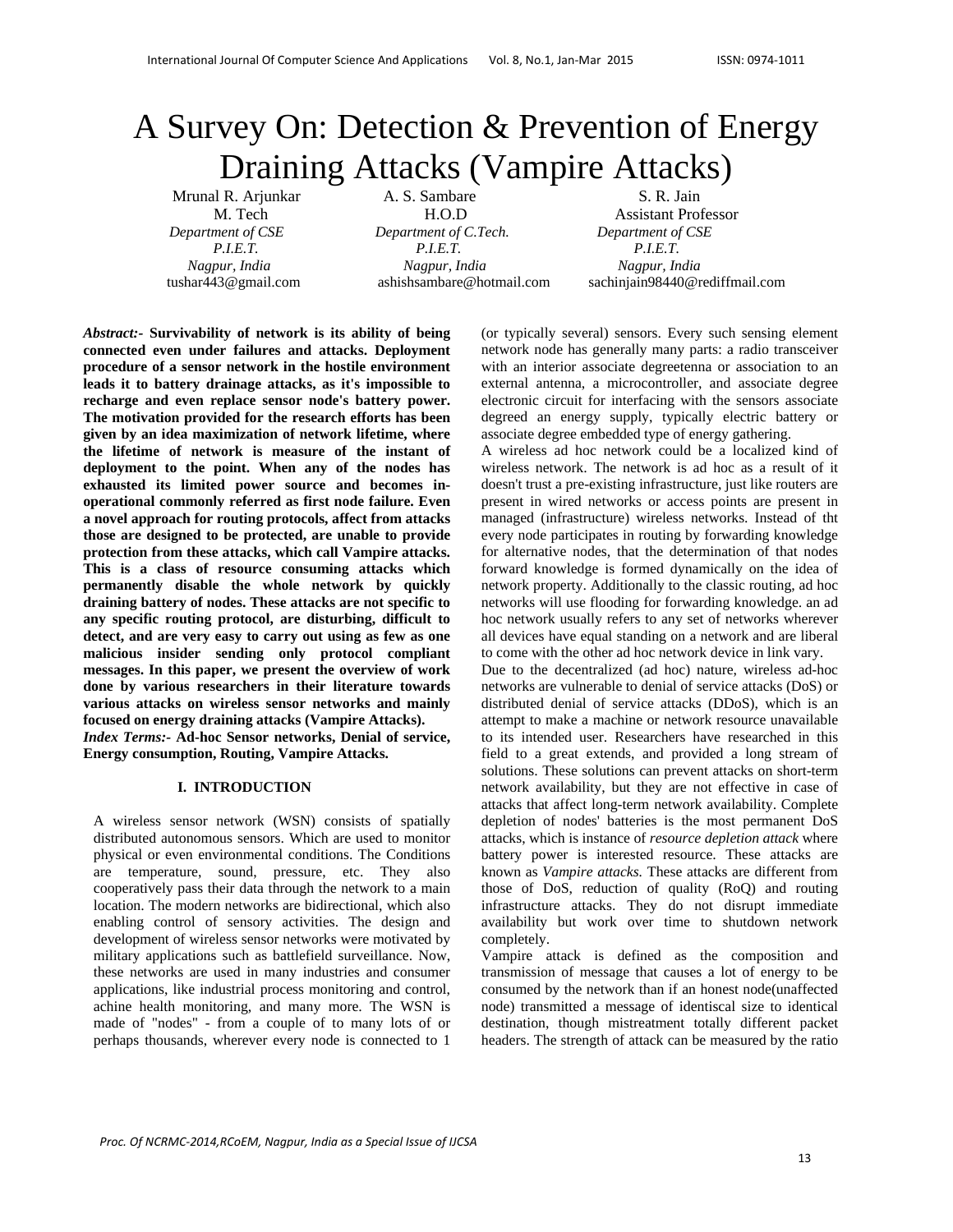# A Survey On: Detection & Prevention of Energy Draining Attacks (Vampire Attacks)

Mrunal R. Arjunkar
M. Tech
*Department of CSE*
*P.I.E.T.*
*Nagpur, India*
tushar443@gmail.com

A. S. Sambare
H.O.D
*Department of C.Tech.*
*P.I.E.T.*
*Nagpur, India*
ashishsambare@hotmail.com

S. R. Jain
Assistant Professor
*Department of CSE*
*P.I.E.T.*
*Nagpur, India*
sachinjain98440@rediffmail.com

***Abstract:-*** **Survivability of network is its ability of being connected even under failures and attacks. Deployment procedure of a sensor network in the hostile environment leads it to battery drainage attacks, as it's impossible to recharge and even replace sensor node's battery power. The motivation provided for the research efforts has been given by an idea maximization of network lifetime, where the lifetime of network is measure of the instant of deployment to the point. When any of the nodes has exhausted its limited power source and becomes in-operational commonly referred as first node failure. Even a novel approach for routing protocols, affect from attacks those are designed to be protected, are unable to provide protection from these attacks, which call Vampire attacks. This is a class of resource consuming attacks which permanently disable the whole network by quickly draining battery of nodes. These attacks are not specific to any specific routing protocol, are disturbing, difficult to detect, and are very easy to carry out using as few as one malicious insider sending only protocol compliant messages. In this paper, we present the overview of work done by various researchers in their literature towards various attacks on wireless sensor networks and mainly focused on energy draining attacks (Vampire Attacks).**

***Index Terms:-*** **Ad-hoc Sensor networks, Denial of service, Energy consumption, Routing, Vampire Attacks.**

## I. INTRODUCTION

A wireless sensor network (WSN) consists of spatially distributed autonomous sensors. Which are used to monitor physical or even environmental conditions. The Conditions are temperature, sound, pressure, etc. They also cooperatively pass their data through the network to a main location. The modern networks are bidirectional, which also enabling control of sensory activities. The design and development of wireless sensor networks were motivated by military applications such as battlefield surveillance. Now, these networks are used in many industries and consumer applications, like industrial process monitoring and control, achine health monitoring, and many more. The WSN is made of "nodes" - from a couple of to many lots of or perhaps thousands, wherever every node is connected to 1 (or typically several) sensors. Every such sensing element network node has generally many parts: a radio transceiver with an interior associate degreetenna or association to an external antenna, a microcontroller, and associate degree electronic circuit for interfacing with the sensors associate degreed an energy supply, typically electric battery or associate degree embedded type of energy gathering.

A wireless ad hoc network could be a localized kind of wireless network. The network is ad hoc as a result of it doesn't trust a pre-existing infrastructure, just like routers are present in wired networks or access points are present in managed (infrastructure) wireless networks. Instead of tht every node participates in routing by forwarding knowledge for alternative nodes, that the determination of that nodes forward knowledge is formed dynamically on the idea of network property. Additionally to the classic routing, ad hoc networks will use flooding for forwarding knowledge. an ad hoc network usually refers to any set of networks wherever all devices have equal standing on a network and are liberal to come with the other ad hoc network device in link vary.

Due to the decentralized (ad hoc) nature, wireless ad-hoc networks are vulnerable to denial of service attacks (DoS) or distributed denial of service attacks (DDoS), which is an attempt to make a machine or network resource unavailable to its intended user. Researchers have researched in this field to a great extends, and provided a long stream of solutions. These solutions can prevent attacks on short-term network availability, but they are not effective in case of attacks that affect long-term network availability. Complete depletion of nodes' batteries is the most permanent DoS attacks, which is instance of *resource depletion attack* where battery power is interested resource. These attacks are known as *Vampire attacks.* These attacks are different from those of DoS, reduction of quality (RoQ) and routing infrastructure attacks. They do not disrupt immediate availability but work over time to shutdown network completely.

Vampire attack is defined as the composition and transmission of message that causes a lot of energy to be consumed by the network than if an honest node(unaffected node) transmitted a message of identiscal size to identical destination, though mistreatment totally different packet headers. The strength of attack can be measured by the ratio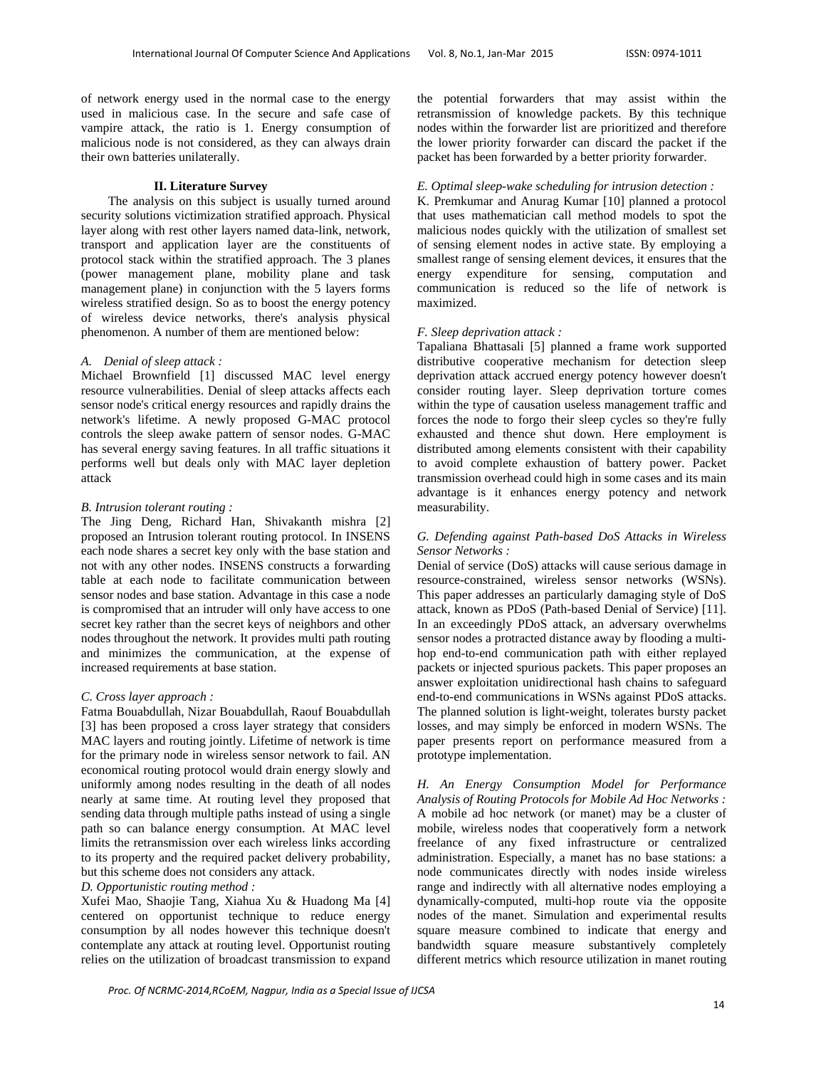of network energy used in the normal case to the energy used in malicious case. In the secure and safe case of vampire attack, the ratio is 1. Energy consumption of malicious node is not considered, as they can always drain their own batteries unilaterally.

## II. Literature Survey

The analysis on this subject is usually turned around security solutions victimization stratified approach. Physical layer along with rest other layers named data-link, network, transport and application layer are the constituents of protocol stack within the stratified approach. The 3 planes (power management plane, mobility plane and task management plane) in conjunction with the 5 layers forms wireless stratified design. So as to boost the energy potency of wireless device networks, there's analysis physical phenomenon. A number of them are mentioned below:

### *A. Denial of sleep attack :*

Michael Brownfield [1] discussed MAC level energy resource vulnerabilities. Denial of sleep attacks affects each sensor node's critical energy resources and rapidly drains the network's lifetime. A newly proposed G-MAC protocol controls the sleep awake pattern of sensor nodes. G-MAC has several energy saving features. In all traffic situations it performs well but deals only with MAC layer depletion attack

### *B. Intrusion tolerant routing :*

The Jing Deng, Richard Han, Shivakanth mishra [2] proposed an Intrusion tolerant routing protocol. In INSENS each node shares a secret key only with the base station and not with any other nodes. INSENS constructs a forwarding table at each node to facilitate communication between sensor nodes and base station. Advantage in this case a node is compromised that an intruder will only have access to one secret key rather than the secret keys of neighbors and other nodes throughout the network. It provides multi path routing and minimizes the communication, at the expense of increased requirements at base station.

### *C. Cross layer approach :*

Fatma Bouabdullah, Nizar Bouabdullah, Raouf Bouabdullah [3] has been proposed a cross layer strategy that considers MAC layers and routing jointly. Lifetime of network is time for the primary node in wireless sensor network to fail. AN economical routing protocol would drain energy slowly and uniformly among nodes resulting in the death of all nodes nearly at same time. At routing level they proposed that sending data through multiple paths instead of using a single path so can balance energy consumption. At MAC level limits the retransmission over each wireless links according to its property and the required packet delivery probability, but this scheme does not considers any attack.

### *D. Opportunistic routing method :*

Xufei Mao, Shaojie Tang, Xiahua Xu & Huadong Ma [4] centered on opportunist technique to reduce energy consumption by all nodes however this technique doesn't contemplate any attack at routing level. Opportunist routing relies on the utilization of broadcast transmission to expand the potential forwarders that may assist within the retransmission of knowledge packets. By this technique nodes within the forwarder list are prioritized and therefore the lower priority forwarder can discard the packet if the packet has been forwarded by a better priority forwarder.

### *E. Optimal sleep-wake scheduling for intrusion detection :*

K. Premkumar and Anurag Kumar [10] planned a protocol that uses mathematician call method models to spot the malicious nodes quickly with the utilization of smallest set of sensing element nodes in active state. By employing a smallest range of sensing element devices, it ensures that the energy expenditure for sensing, computation and communication is reduced so the life of network is maximized.

### *F. Sleep deprivation attack :*

Tapaliana Bhattasali [5] planned a frame work supported distributive cooperative mechanism for detection sleep deprivation attack accrued energy potency however doesn't consider routing layer. Sleep deprivation torture comes within the type of causation useless management traffic and forces the node to forgo their sleep cycles so they're fully exhausted and thence shut down. Here employment is distributed among elements consistent with their capability to avoid complete exhaustion of battery power. Packet transmission overhead could high in some cases and its main advantage is it enhances energy potency and network measurability.

### *G. Defending against Path-based DoS Attacks in Wireless Sensor Networks :*

Denial of service (DoS) attacks will cause serious damage in resource-constrained, wireless sensor networks (WSNs). This paper addresses an particularly damaging style of DoS attack, known as PDoS (Path-based Denial of Service) [11]. In an exceedingly PDoS attack, an adversary overwhelms sensor nodes a protracted distance away by flooding a multi-hop end-to-end communication path with either replayed packets or injected spurious packets. This paper proposes an answer exploitation unidirectional hash chains to safeguard end-to-end communications in WSNs against PDoS attacks. The planned solution is light-weight, tolerates bursty packet losses, and may simply be enforced in modern WSNs. The paper presents report on performance measured from a prototype implementation.

### *H. An Energy Consumption Model for Performance Analysis of Routing Protocols for Mobile Ad Hoc Networks :*

A mobile ad hoc network (or manet) may be a cluster of mobile, wireless nodes that cooperatively form a network freelance of any fixed infrastructure or centralized administration. Especially, a manet has no base stations: a node communicates directly with nodes inside wireless range and indirectly with all alternative nodes employing a dynamically-computed, multi-hop route via the opposite nodes of the manet. Simulation and experimental results square measure combined to indicate that energy and bandwidth square measure substantively completely different metrics which resource utilization in manet routing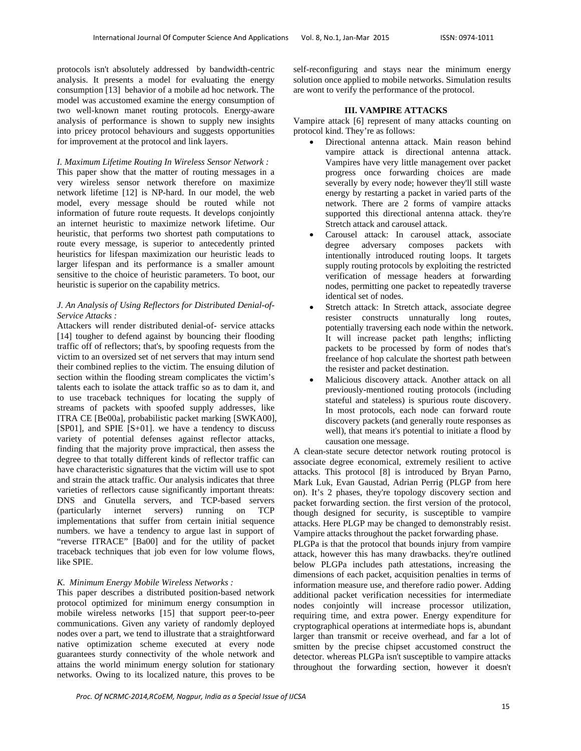protocols isn't absolutely addressed by bandwidth-centric analysis. It presents a model for evaluating the energy consumption [13] behavior of a mobile ad hoc network. The model was accustomed examine the energy consumption of two well-known manet routing protocols. Energy-aware analysis of performance is shown to supply new insights into pricey protocol behaviours and suggests opportunities for improvement at the protocol and link layers.

*I. Maximum Lifetime Routing In Wireless Sensor Network :*

This paper show that the matter of routing messages in a very wireless sensor network therefore on maximize network lifetime [12] is NP-hard. In our model, the web model, every message should be routed while not information of future route requests. It develops conjointly an internet heuristic to maximize network lifetime. Our heuristic, that performs two shortest path computations to route every message, is superior to antecedently printed heuristics for lifespan maximization our heuristic leads to larger lifespan and its performance is a smaller amount sensitive to the choice of heuristic parameters. To boot, our heuristic is superior on the capability metrics.

*J. An Analysis of Using Reflectors for Distributed Denial-of-Service Attacks :*

Attackers will render distributed denial-of- service attacks [14] tougher to defend against by bouncing their flooding traffic off of reflectors; that's, by spoofing requests from the victim to an oversized set of net servers that may inturn send their combined replies to the victim. The ensuing dilution of section within the flooding stream complicates the victim's talents each to isolate the attack traffic so as to dam it, and to use traceback techniques for locating the supply of streams of packets with spoofed supply addresses, like ITRA CE [Be00a], probabilistic packet marking [SWKA00], [SP01], and SPIE [S+01]. we have a tendency to discuss variety of potential defenses against reflector attacks, finding that the majority prove impractical, then assess the degree to that totally different kinds of reflector traffic can have characteristic signatures that the victim will use to spot and strain the attack traffic. Our analysis indicates that three varieties of reflectors cause significantly important threats: DNS and Gnutella servers, and TCP-based servers (particularly internet servers) running on TCP implementations that suffer from certain initial sequence numbers. we have a tendency to argue last in support of "reverse ITRACE" [Ba00] and for the utility of packet traceback techniques that job even for low volume flows, like SPIE.

*K. Minimum Energy Mobile Wireless Networks :*

This paper describes a distributed position-based network protocol optimized for minimum energy consumption in mobile wireless networks [15] that support peer-to-peer communications. Given any variety of randomly deployed nodes over a part, we tend to illustrate that a straightforward native optimization scheme executed at every node guarantees sturdy connectivity of the whole network and attains the world minimum energy solution for stationary networks. Owing to its localized nature, this proves to be self-reconfiguring and stays near the minimum energy solution once applied to mobile networks. Simulation results are wont to verify the performance of the protocol.

## III. VAMPIRE ATTACKS

Vampire attack [6] represent of many attacks counting on protocol kind. They're as follows:

- Directional antenna attack. Main reason behind vampire attack is directional antenna attack. Vampires have very little management over packet progress once forwarding choices are made severally by every node; however they'll still waste energy by restarting a packet in varied parts of the network. There are 2 forms of vampire attacks supported this directional antenna attack. they're Stretch attack and carousel attack.
- Carousel attack: In carousel attack, associate degree adversary composes packets with intentionally introduced routing loops. It targets supply routing protocols by exploiting the restricted verification of message headers at forwarding nodes, permitting one packet to repeatedly traverse identical set of nodes.
- Stretch attack: In Stretch attack, associate degree resister constructs unnaturally long routes, potentially traversing each node within the network. It will increase packet path lengths; inflicting packets to be processed by form of nodes that's freelance of hop calculate the shortest path between the resister and packet destination.
- Malicious discovery attack. Another attack on all previously-mentioned routing protocols (including stateful and stateless) is spurious route discovery. In most protocols, each node can forward route discovery packets (and generally route responses as well), that means it's potential to initiate a flood by causation one message.

A clean-state secure detector network routing protocol is associate degree economical, extremely resilient to active attacks. This protocol [8] is introduced by Bryan Parno, Mark Luk, Evan Gaustad, Adrian Perrig (PLGP from here on). It's 2 phases, they're topology discovery section and packet forwarding section. the first version of the protocol, though designed for security, is susceptible to vampire attacks. Here PLGP may be changed to demonstrably resist. Vampire attacks throughout the packet forwarding phase.

PLGPa is that the protocol that bounds injury from vampire attack, however this has many drawbacks. they're outlined below PLGPa includes path attestations, increasing the dimensions of each packet, acquisition penalties in terms of information measure use, and therefore radio power. Adding additional packet verification necessities for intermediate nodes conjointly will increase processor utilization, requiring time, and extra power. Energy expenditure for cryptographical operations at intermediate hops is, abundant larger than transmit or receive overhead, and far a lot of smitten by the precise chipset accustomed construct the detector. whereas PLGPa isn't susceptible to vampire attacks throughout the forwarding section, however it doesn't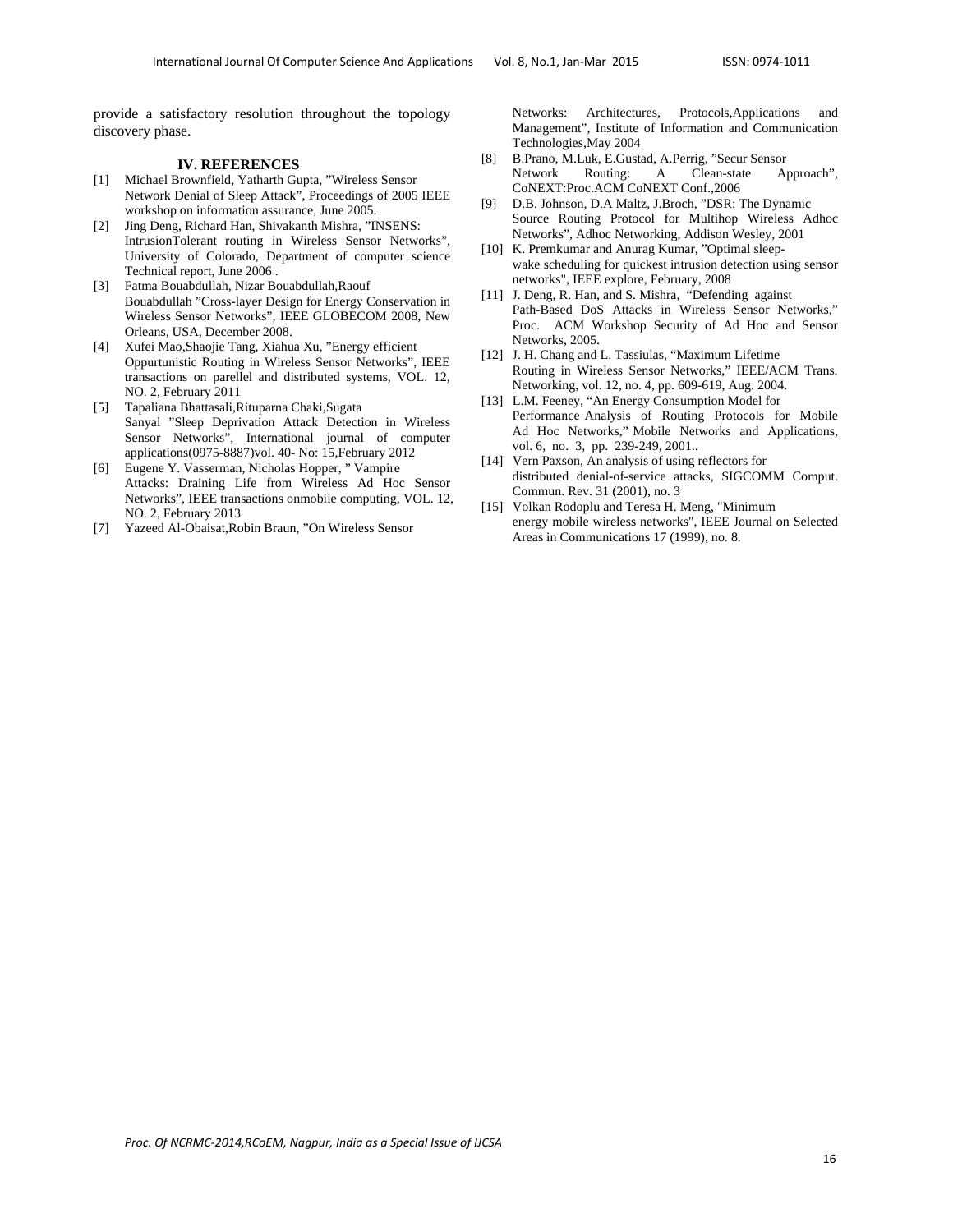provide a satisfactory resolution throughout the topology discovery phase.

## IV. REFERENCES

[1] Michael Brownfield, Yatharth Gupta, "Wireless Sensor Network Denial of Sleep Attack", Proceedings of 2005 IEEE workshop on information assurance, June 2005.

[2] Jing Deng, Richard Han, Shivakanth Mishra, "INSENS: IntrusionTolerant routing in Wireless Sensor Networks", University of Colorado, Department of computer science Technical report, June 2006 .

[3] Fatma Bouabdullah, Nizar Bouabdullah,Raouf Bouabdullah "Cross-layer Design for Energy Conservation in Wireless Sensor Networks", IEEE GLOBECOM 2008, New Orleans, USA, December 2008.

[4] Xufei Mao,Shaojie Tang, Xiahua Xu, "Energy efficient Oppurtunistic Routing in Wireless Sensor Networks", IEEE transactions on parellel and distributed systems, VOL. 12, NO. 2, February 2011

[5] Tapaliana Bhattasali,Rituparna Chaki,Sugata Sanyal "Sleep Deprivation Attack Detection in Wireless Sensor Networks", International journal of computer applications(0975-8887)vol. 40- No: 15,February 2012

[6] Eugene Y. Vasserman, Nicholas Hopper, " Vampire Attacks: Draining Life from Wireless Ad Hoc Sensor Networks", IEEE transactions onmobile computing, VOL. 12, NO. 2, February 2013

[7] Yazeed Al-Obaisat,Robin Braun, "On Wireless Sensor Networks: Architectures, Protocols,Applications and Management", Institute of Information and Communication Technologies,May 2004

[8] B.Prano, M.Luk, E.Gustad, A.Perrig, "Secur Sensor Network Routing: A Clean-state Approach", CoNEXT:Proc.ACM CoNEXT Conf.,2006

[9] D.B. Johnson, D.A Maltz, J.Broch, "DSR: The Dynamic Source Routing Protocol for Multihop Wireless Adhoc Networks", Adhoc Networking, Addison Wesley, 2001

[10] K. Premkumar and Anurag Kumar, "Optimal sleep-wake scheduling for quickest intrusion detection using sensor networks", IEEE explore, February, 2008

[11] J. Deng, R. Han, and S. Mishra, "Defending against Path-Based DoS Attacks in Wireless Sensor Networks," Proc. ACM Workshop Security of Ad Hoc and Sensor Networks, 2005.

[12] J. H. Chang and L. Tassiulas, "Maximum Lifetime Routing in Wireless Sensor Networks," IEEE/ACM Trans. Networking, vol. 12, no. 4, pp. 609-619, Aug. 2004.

[13] L.M. Feeney, "An Energy Consumption Model for Performance Analysis of Routing Protocols for Mobile Ad Hoc Networks," Mobile Networks and Applications, vol. 6, no. 3, pp. 239-249, 2001..

[14] Vern Paxson, An analysis of using reflectors for distributed denial-of-service attacks, SIGCOMM Comput. Commun. Rev. 31 (2001), no. 3

[15] Volkan Rodoplu and Teresa H. Meng, "Minimum energy mobile wireless networks", IEEE Journal on Selected Areas in Communications 17 (1999), no. 8.

*Proc. Of NCRMC-2014,RCoEM, Nagpur, India as a Special Issue of IJCSA*